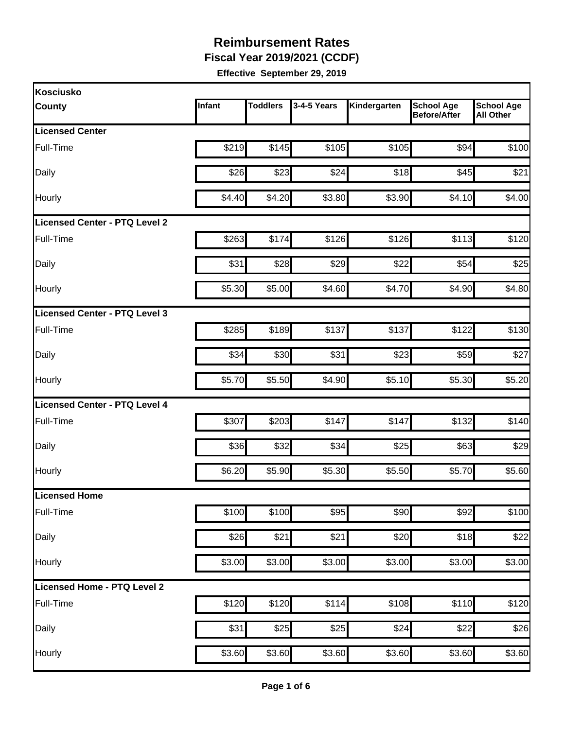# Reimbursement Rates

**Fiscal Year 2019/2021 (CCDF)**

**Effective September 29, 2019**

| Kosciusko County | Infant | Toddlers | 3-4-5 Years | Kindergarten | School Age Before/After | School Age All Other |
|---|---|---|---|---|---|---|
| **Licensed Center** | | | | | | |
| Full-Time | $219 | $145 | $105 | $105 | $94 | $100 |
| Daily | $26 | $23 | $24 | $18 | $45 | $21 |
| Hourly | $4.40 | $4.20 | $3.80 | $3.90 | $4.10 | $4.00 |
| **Licensed Center - PTQ Level 2** | | | | | | |
| Full-Time | $263 | $174 | $126 | $126 | $113 | $120 |
| Daily | $31 | $28 | $29 | $22 | $54 | $25 |
| Hourly | $5.30 | $5.00 | $4.60 | $4.70 | $4.90 | $4.80 |
| **Licensed Center - PTQ Level 3** | | | | | | |
| Full-Time | $285 | $189 | $137 | $137 | $122 | $130 |
| Daily | $34 | $30 | $31 | $23 | $59 | $27 |
| Hourly | $5.70 | $5.50 | $4.90 | $5.10 | $5.30 | $5.20 |
| **Licensed Center - PTQ Level 4** | | | | | | |
| Full-Time | $307 | $203 | $147 | $147 | $132 | $140 |
| Daily | $36 | $32 | $34 | $25 | $63 | $29 |
| Hourly | $6.20 | $5.90 | $5.30 | $5.50 | $5.70 | $5.60 |
| **Licensed Home** | | | | | | |
| Full-Time | $100 | $100 | $95 | $90 | $92 | $100 |
| Daily | $26 | $21 | $21 | $20 | $18 | $22 |
| Hourly | $3.00 | $3.00 | $3.00 | $3.00 | $3.00 | $3.00 |
| **Licensed Home - PTQ Level 2** | | | | | | |
| Full-Time | $120 | $120 | $114 | $108 | $110 | $120 |
| Daily | $31 | $25 | $25 | $24 | $22 | $26 |
| Hourly | $3.60 | $3.60 | $3.60 | $3.60 | $3.60 | $3.60 |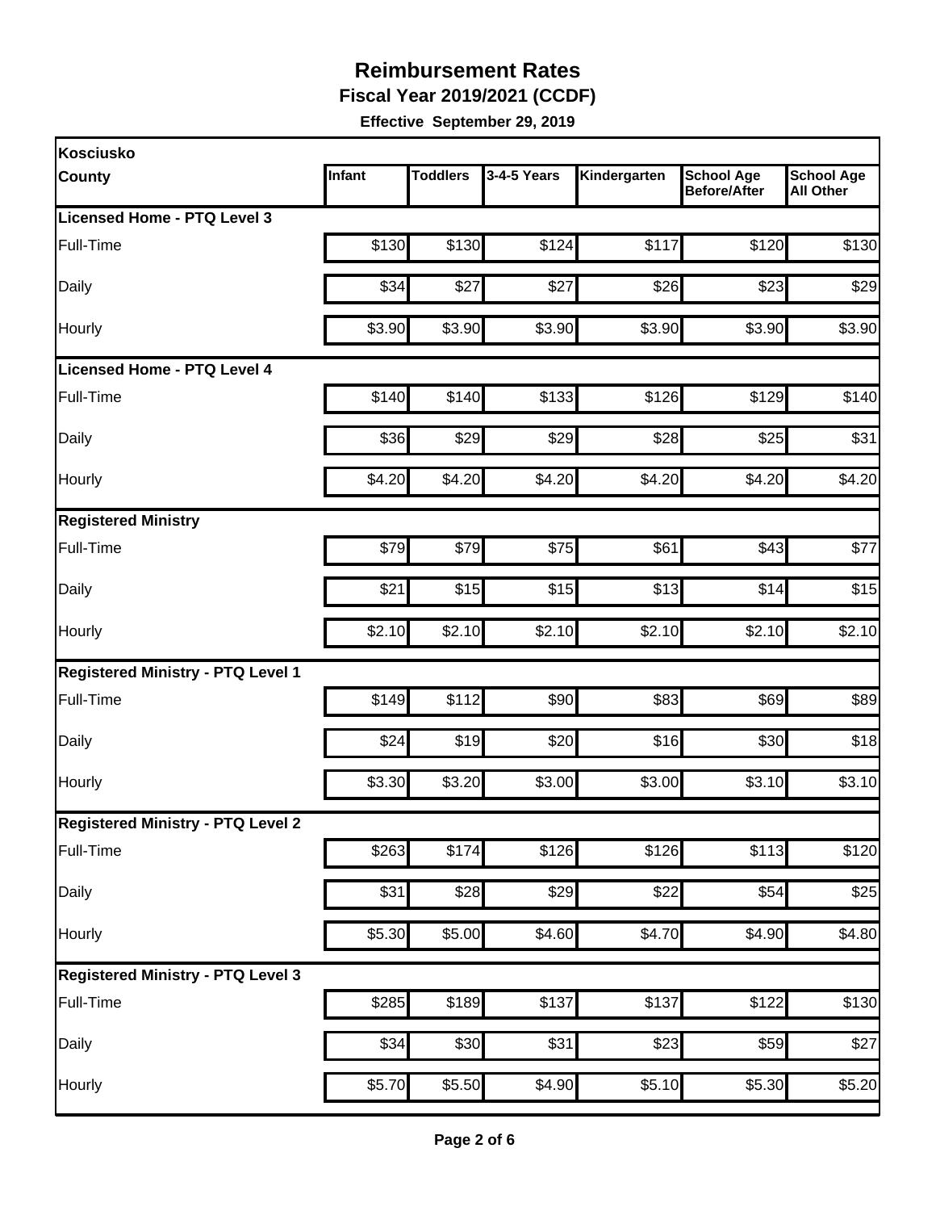# Reimbursement Rates

**Fiscal Year 2019/2021 (CCDF)**

**Effective September 29, 2019**

| Kosciusko County | Infant | Toddlers | 3-4-5 Years | Kindergarten | School Age Before/After | School Age All Other |
|---|---|---|---|---|---|---|
| **Licensed Home - PTQ Level 3** | | | | | | |
| Full-Time | $130 | $130 | $124 | $117 | $120 | $130 |
| Daily | $34 | $27 | $27 | $26 | $23 | $29 |
| Hourly | $3.90 | $3.90 | $3.90 | $3.90 | $3.90 | $3.90 |
| **Licensed Home - PTQ Level 4** | | | | | | |
| Full-Time | $140 | $140 | $133 | $126 | $129 | $140 |
| Daily | $36 | $29 | $29 | $28 | $25 | $31 |
| Hourly | $4.20 | $4.20 | $4.20 | $4.20 | $4.20 | $4.20 |
| **Registered Ministry** | | | | | | |
| Full-Time | $79 | $79 | $75 | $61 | $43 | $77 |
| Daily | $21 | $15 | $15 | $13 | $14 | $15 |
| Hourly | $2.10 | $2.10 | $2.10 | $2.10 | $2.10 | $2.10 |
| **Registered Ministry - PTQ Level 1** | | | | | | |
| Full-Time | $149 | $112 | $90 | $83 | $69 | $89 |
| Daily | $24 | $19 | $20 | $16 | $30 | $18 |
| Hourly | $3.30 | $3.20 | $3.00 | $3.00 | $3.10 | $3.10 |
| **Registered Ministry - PTQ Level 2** | | | | | | |
| Full-Time | $263 | $174 | $126 | $126 | $113 | $120 |
| Daily | $31 | $28 | $29 | $22 | $54 | $25 |
| Hourly | $5.30 | $5.00 | $4.60 | $4.70 | $4.90 | $4.80 |
| **Registered Ministry - PTQ Level 3** | | | | | | |
| Full-Time | $285 | $189 | $137 | $137 | $122 | $130 |
| Daily | $34 | $30 | $31 | $23 | $59 | $27 |
| Hourly | $5.70 | $5.50 | $4.90 | $5.10 | $5.30 | $5.20 |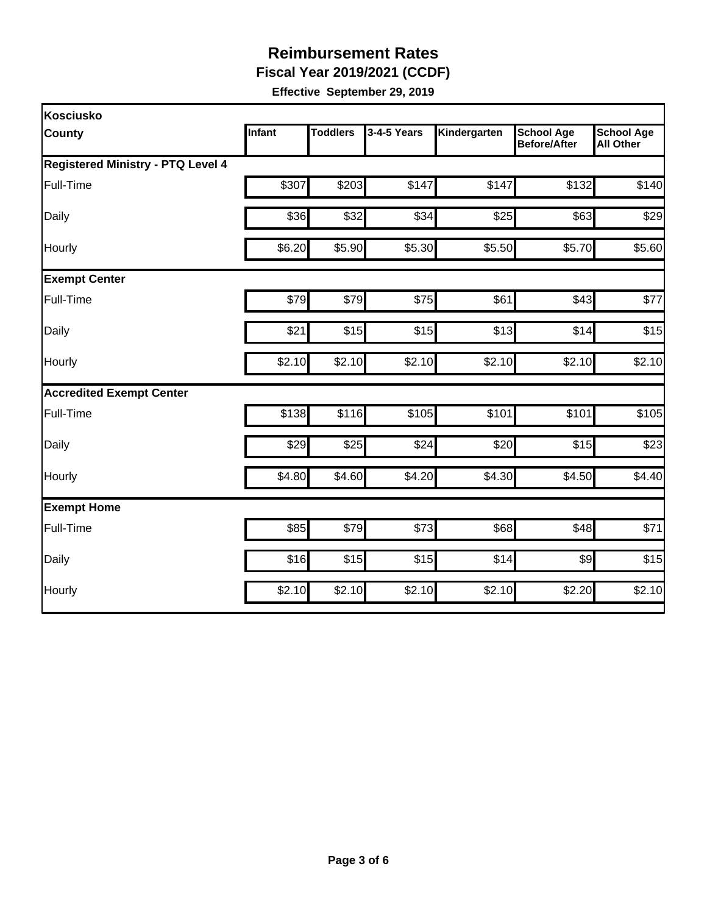# Reimbursement Rates

**Fiscal Year 2019/2021 (CCDF)**

**Effective September 29, 2019**

| Kosciusko County | Infant | Toddlers | 3-4-5 Years | Kindergarten | School Age Before/After | School Age All Other |
|---|---|---|---|---|---|---|
| **Registered Ministry - PTQ Level 4** | | | | | | |
| Full-Time | $307 | $203 | $147 | $147 | $132 | $140 |
| Daily | $36 | $32 | $34 | $25 | $63 | $29 |
| Hourly | $6.20 | $5.90 | $5.30 | $5.50 | $5.70 | $5.60 |
| **Exempt Center** | | | | | | |
| Full-Time | $79 | $79 | $75 | $61 | $43 | $77 |
| Daily | $21 | $15 | $15 | $13 | $14 | $15 |
| Hourly | $2.10 | $2.10 | $2.10 | $2.10 | $2.10 | $2.10 |
| **Accredited Exempt Center** | | | | | | |
| Full-Time | $138 | $116 | $105 | $101 | $101 | $105 |
| Daily | $29 | $25 | $24 | $20 | $15 | $23 |
| Hourly | $4.80 | $4.60 | $4.20 | $4.30 | $4.50 | $4.40 |
| **Exempt Home** | | | | | | |
| Full-Time | $85 | $79 | $73 | $68 | $48 | $71 |
| Daily | $16 | $15 | $15 | $14 | $9 | $15 |
| Hourly | $2.10 | $2.10 | $2.10 | $2.10 | $2.20 | $2.10 |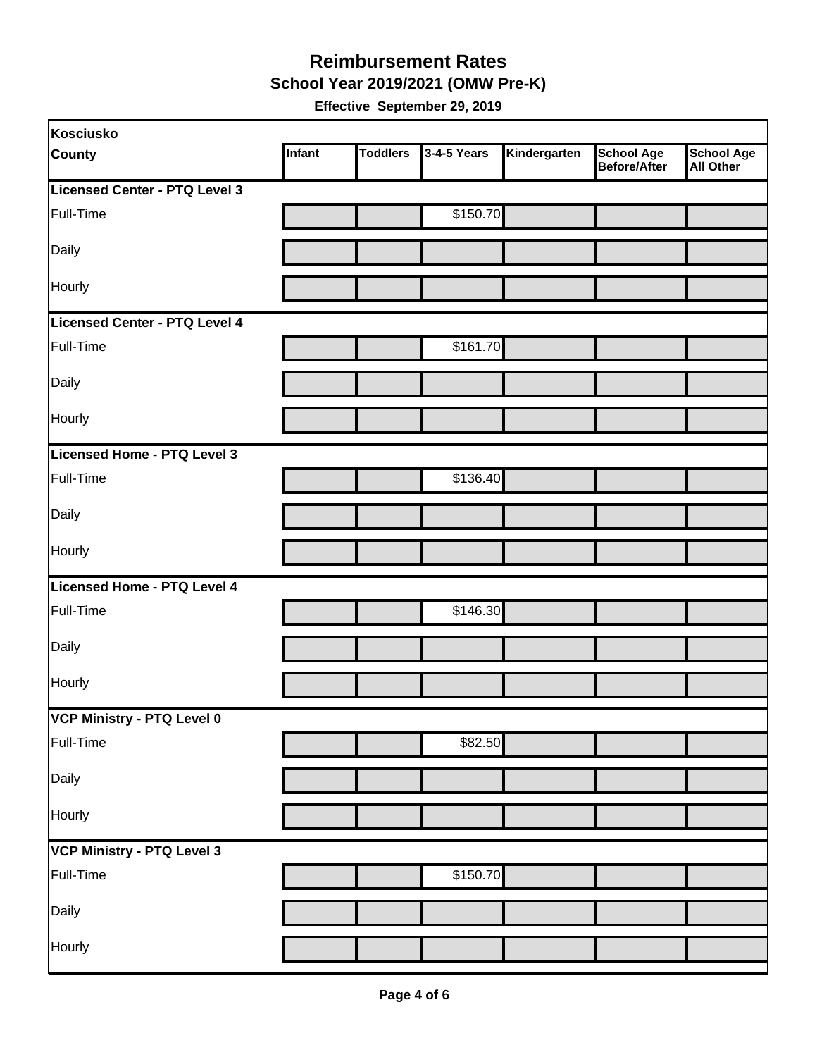# Reimbursement Rates

## School Year 2019/2021 (OMW Pre-K)

**Effective September 29, 2019**

| Kosciusko County | Infant | Toddlers | 3-4-5 Years | Kindergarten | School Age Before/After | School Age All Other |
|---|---|---|---|---|---|---|
| **Licensed Center - PTQ Level 3** | | | | | | |
| Full-Time | | | $150.70 | | | |
| Daily | | | | | | |
| Hourly | | | | | | |
| **Licensed Center - PTQ Level 4** | | | | | | |
| Full-Time | | | $161.70 | | | |
| Daily | | | | | | |
| Hourly | | | | | | |
| **Licensed Home - PTQ Level 3** | | | | | | |
| Full-Time | | | $136.40 | | | |
| Daily | | | | | | |
| Hourly | | | | | | |
| **Licensed Home - PTQ Level 4** | | | | | | |
| Full-Time | | | $146.30 | | | |
| Daily | | | | | | |
| Hourly | | | | | | |
| **VCP Ministry - PTQ Level 0** | | | | | | |
| Full-Time | | | $82.50 | | | |
| Daily | | | | | | |
| Hourly | | | | | | |
| **VCP Ministry - PTQ Level 3** | | | | | | |
| Full-Time | | | $150.70 | | | |
| Daily | | | | | | |
| Hourly | | | | | | |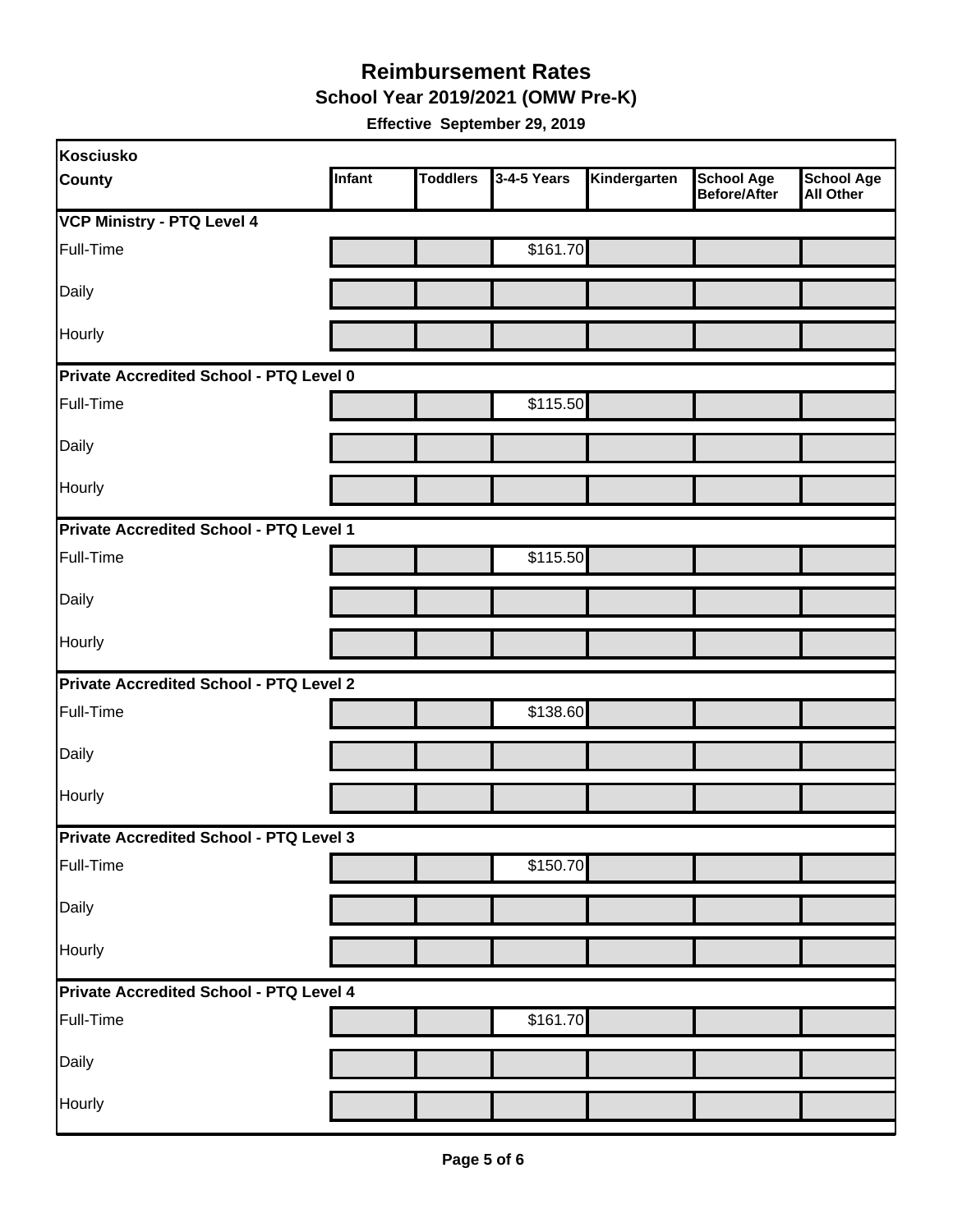# Reimbursement Rates

## School Year 2019/2021 (OMW Pre-K)

**Effective September 29, 2019**

| Kosciusko County | Infant | Toddlers | 3-4-5 Years | Kindergarten | School Age Before/After | School Age All Other |
|---|---|---|---|---|---|---|
| **VCP Ministry - PTQ Level 4** | | | | | | |
| Full-Time | | | $161.70 | | | |
| Daily | | | | | | |
| Hourly | | | | | | |
| **Private Accredited School - PTQ Level 0** | | | | | | |
| Full-Time | | | $115.50 | | | |
| Daily | | | | | | |
| Hourly | | | | | | |
| **Private Accredited School - PTQ Level 1** | | | | | | |
| Full-Time | | | $115.50 | | | |
| Daily | | | | | | |
| Hourly | | | | | | |
| **Private Accredited School - PTQ Level 2** | | | | | | |
| Full-Time | | | $138.60 | | | |
| Daily | | | | | | |
| Hourly | | | | | | |
| **Private Accredited School - PTQ Level 3** | | | | | | |
| Full-Time | | | $150.70 | | | |
| Daily | | | | | | |
| Hourly | | | | | | |
| **Private Accredited School - PTQ Level 4** | | | | | | |
| Full-Time | | | $161.70 | | | |
| Daily | | | | | | |
| Hourly | | | | | | |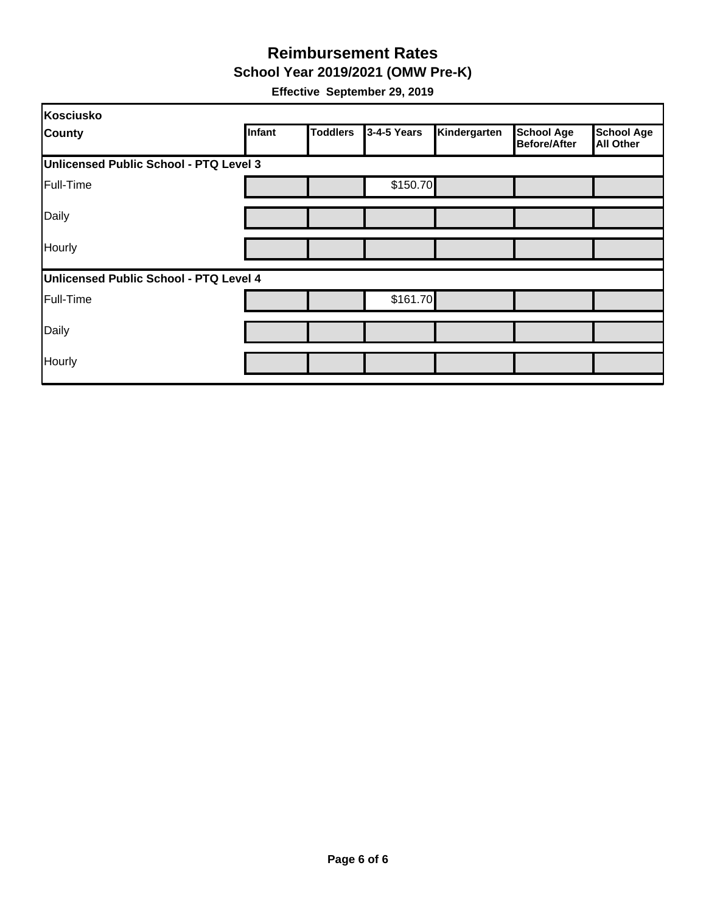# Reimbursement Rates

## School Year 2019/2021 (OMW Pre-K)

**Effective September 29, 2019**

| Kosciusko County | Infant | Toddlers | 3-4-5 Years | Kindergarten | School Age Before/After | School Age All Other |
|---|---|---|---|---|---|---|
| **Unlicensed Public School - PTQ Level 3** | | | | | | |
| Full-Time | | | $150.70 | | | |
| Daily | | | | | | |
| Hourly | | | | | | |
| **Unlicensed Public School - PTQ Level 4** | | | | | | |
| Full-Time | | | $161.70 | | | |
| Daily | | | | | | |
| Hourly | | | | | | |